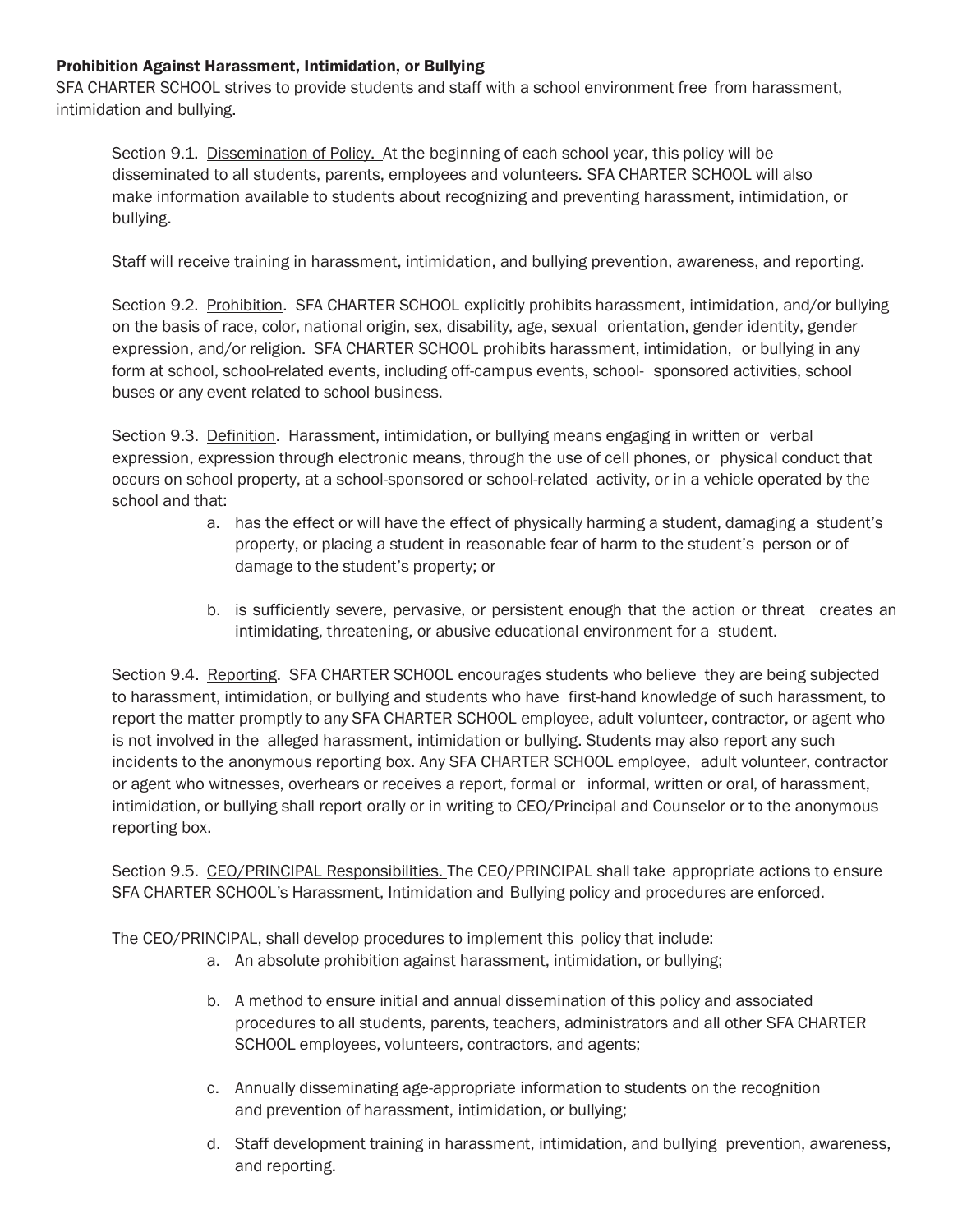**Prohibition Against Harassment, Intimidation, or Bullying**

SFA CHARTER SCHOOL strives to provide students and staff with a school environment free from harassment, intimidation and bullying.

Section 9.1. Dissemination of Policy. At the beginning of each school year, this policy will be disseminated to all students, parents, employees and volunteers. SFA CHARTER SCHOOL will also make information available to students about recognizing and preventing harassment, intimidation, or bullying.

Staff will receive training in harassment, intimidation, and bullying prevention, awareness, and reporting.

Section 9.2. Prohibition. SFA CHARTER SCHOOL explicitly prohibits harassment, intimidation, and/or bullying on the basis of race, color, national origin, sex, disability, age, sexual orientation, gender identity, gender expression, and/or religion. SFA CHARTER SCHOOL prohibits harassment, intimidation, or bullying in any form at school, school-related events, including off-campus events, school- sponsored activities, school buses or any event related to school business.

Section 9.3. Definition. Harassment, intimidation, or bullying means engaging in written or verbal expression, expression through electronic means, through the use of cell phones, or physical conduct that occurs on school property, at a school-sponsored or school-related activity, or in a vehicle operated by the school and that:

a. has the effect or will have the effect of physically harming a student, damaging a student's property, or placing a student in reasonable fear of harm to the student's person or of damage to the student's property; or

b. is sufficiently severe, pervasive, or persistent enough that the action or threat creates an intimidating, threatening, or abusive educational environment for a student.

Section 9.4. Reporting. SFA CHARTER SCHOOL encourages students who believe they are being subjected to harassment, intimidation, or bullying and students who have first-hand knowledge of such harassment, to report the matter promptly to any SFA CHARTER SCHOOL employee, adult volunteer, contractor, or agent who is not involved in the alleged harassment, intimidation or bullying. Students may also report any such incidents to the anonymous reporting box. Any SFA CHARTER SCHOOL employee, adult volunteer, contractor or agent who witnesses, overhears or receives a report, formal or informal, written or oral, of harassment, intimidation, or bullying shall report orally or in writing to CEO/Principal and Counselor or to the anonymous reporting box.

Section 9.5. CEO/PRINCIPAL Responsibilities. The CEO/PRINCIPAL shall take appropriate actions to ensure SFA CHARTER SCHOOL's Harassment, Intimidation and Bullying policy and procedures are enforced.

The CEO/PRINCIPAL, shall develop procedures to implement this policy that include:

a. An absolute prohibition against harassment, intimidation, or bullying;

b. A method to ensure initial and annual dissemination of this policy and associated procedures to all students, parents, teachers, administrators and all other SFA CHARTER SCHOOL employees, volunteers, contractors, and agents;

c. Annually disseminating age-appropriate information to students on the recognition and prevention of harassment, intimidation, or bullying;

d. Staff development training in harassment, intimidation, and bullying prevention, awareness, and reporting.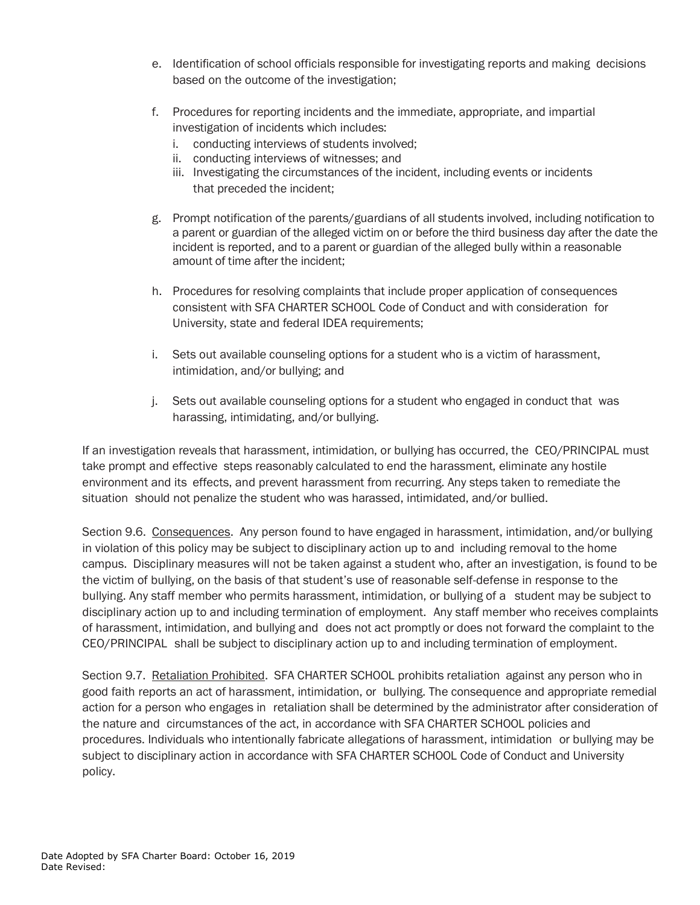e. Identification of school officials responsible for investigating reports and making decisions based on the outcome of the investigation;

f. Procedures for reporting incidents and the immediate, appropriate, and impartial investigation of incidents which includes:
   i. conducting interviews of students involved;
   ii. conducting interviews of witnesses; and
   iii. Investigating the circumstances of the incident, including events or incidents that preceded the incident;

g. Prompt notification of the parents/guardians of all students involved, including notification to a parent or guardian of the alleged victim on or before the third business day after the date the incident is reported, and to a parent or guardian of the alleged bully within a reasonable amount of time after the incident;

h. Procedures for resolving complaints that include proper application of consequences consistent with SFA CHARTER SCHOOL Code of Conduct and with consideration for University, state and federal IDEA requirements;

i. Sets out available counseling options for a student who is a victim of harassment, intimidation, and/or bullying; and

j. Sets out available counseling options for a student who engaged in conduct that was harassing, intimidating, and/or bullying.

If an investigation reveals that harassment, intimidation, or bullying has occurred, the CEO/PRINCIPAL must take prompt and effective steps reasonably calculated to end the harassment, eliminate any hostile environment and its effects, and prevent harassment from recurring. Any steps taken to remediate the situation should not penalize the student who was harassed, intimidated, and/or bullied.

Section 9.6. <u>Consequences</u>. Any person found to have engaged in harassment, intimidation, and/or bullying in violation of this policy may be subject to disciplinary action up to and including removal to the home campus. Disciplinary measures will not be taken against a student who, after an investigation, is found to be the victim of bullying, on the basis of that student's use of reasonable self-defense in response to the bullying. Any staff member who permits harassment, intimidation, or bullying of a student may be subject to disciplinary action up to and including termination of employment. Any staff member who receives complaints of harassment, intimidation, and bullying and does not act promptly or does not forward the complaint to the CEO/PRINCIPAL shall be subject to disciplinary action up to and including termination of employment.

Section 9.7. <u>Retaliation Prohibited</u>. SFA CHARTER SCHOOL prohibits retaliation against any person who in good faith reports an act of harassment, intimidation, or bullying. The consequence and appropriate remedial action for a person who engages in retaliation shall be determined by the administrator after consideration of the nature and circumstances of the act, in accordance with SFA CHARTER SCHOOL policies and procedures. Individuals who intentionally fabricate allegations of harassment, intimidation or bullying may be subject to disciplinary action in accordance with SFA CHARTER SCHOOL Code of Conduct and University policy.

Date Adopted by SFA Charter Board: October 16, 2019
Date Revised: